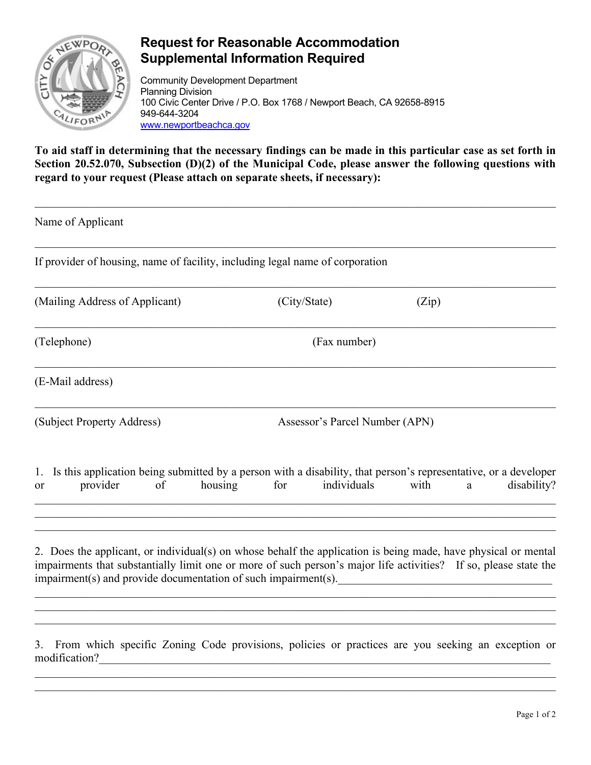# Request for Reasonable Accommodation Supplemental Information Required

Community Development Department
Planning Division
100 Civic Center Drive / P.O. Box 1768 / Newport Beach, CA 92658-8915
949-644-3204
www.newportbeachca.gov

**To aid staff in determining that the necessary findings can be made in this particular case as set forth in Section 20.52.070, Subsection (D)(2) of the Municipal Code, please answer the following questions with regard to your request (Please attach on separate sheets, if necessary):**

______________________________________________________________________________

Name of Applicant

______________________________________________________________________________

If provider of housing, name of facility, including legal name of corporation

______________________________________________________________________________

(Mailing Address of Applicant) (City/State) (Zip)

______________________________________________________________________________

(Telephone) (Fax number)

______________________________________________________________________________

(E-Mail address)

______________________________________________________________________________

(Subject Property Address) Assessor's Parcel Number (APN)

1. Is this application being submitted by a person with a disability, that person's representative, or a developer or provider of housing for individuals with a disability?

______________________________________________________________________________

______________________________________________________________________________

______________________________________________________________________________

2. Does the applicant, or individual(s) on whose behalf the application is being made, have physical or mental impairments that substantially limit one or more of such person's major life activities? If so, please state the impairment(s) and provide documentation of such impairment(s).______________________________________

______________________________________________________________________________

______________________________________________________________________________

______________________________________________________________________________

3. From which specific Zoning Code provisions, policies or practices are you seeking an exception or modification?______________________________________________________________________________

______________________________________________________________________________

______________________________________________________________________________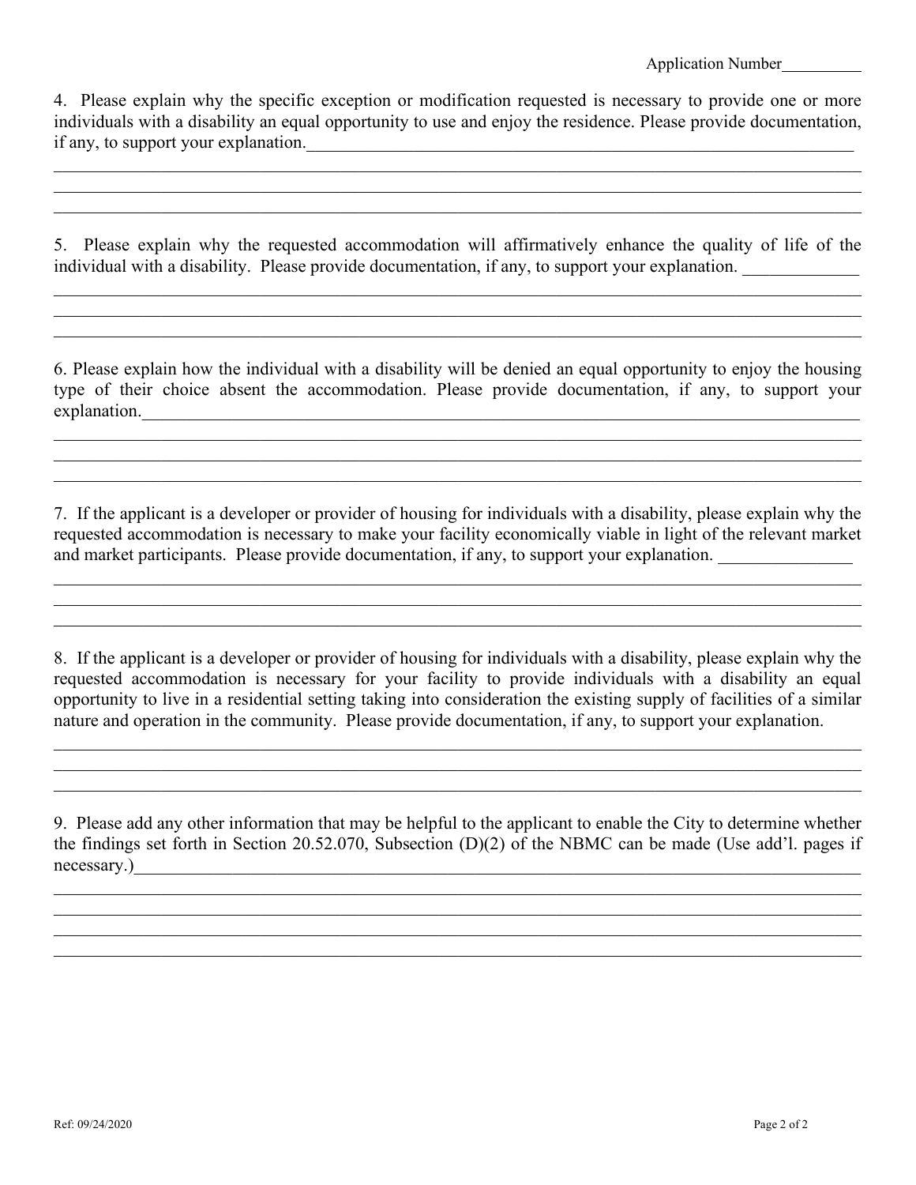Application Number_________

4. Please explain why the specific exception or modification requested is necessary to provide one or more individuals with a disability an equal opportunity to use and enjoy the residence. Please provide documentation, if any, to support your explanation.________________________________________________________________

_______________________________________________________________________________________________

_______________________________________________________________________________________________

_______________________________________________________________________________________________

5. Please explain why the requested accommodation will affirmatively enhance the quality of life of the individual with a disability. Please provide documentation, if any, to support your explanation. _____________

_______________________________________________________________________________________________

_______________________________________________________________________________________________

_______________________________________________________________________________________________

6. Please explain how the individual with a disability will be denied an equal opportunity to enjoy the housing type of their choice absent the accommodation. Please provide documentation, if any, to support your explanation.______________________________________________________________________________

_______________________________________________________________________________________________

_______________________________________________________________________________________________

_______________________________________________________________________________________________

7. If the applicant is a developer or provider of housing for individuals with a disability, please explain why the requested accommodation is necessary to make your facility economically viable in light of the relevant market and market participants. Please provide documentation, if any, to support your explanation. _______________

_______________________________________________________________________________________________

_______________________________________________________________________________________________

_______________________________________________________________________________________________

8. If the applicant is a developer or provider of housing for individuals with a disability, please explain why the requested accommodation is necessary for your facility to provide individuals with a disability an equal opportunity to live in a residential setting taking into consideration the existing supply of facilities of a similar nature and operation in the community. Please provide documentation, if any, to support your explanation.

_______________________________________________________________________________________________

_______________________________________________________________________________________________

_______________________________________________________________________________________________

9. Please add any other information that may be helpful to the applicant to enable the City to determine whether the findings set forth in Section 20.52.070, Subsection (D)(2) of the NBMC can be made (Use add'l. pages if necessary.)______________________________________________________________________________

_______________________________________________________________________________________________

_______________________________________________________________________________________________

_______________________________________________________________________________________________

_______________________________________________________________________________________________

Ref: 09/24/2020